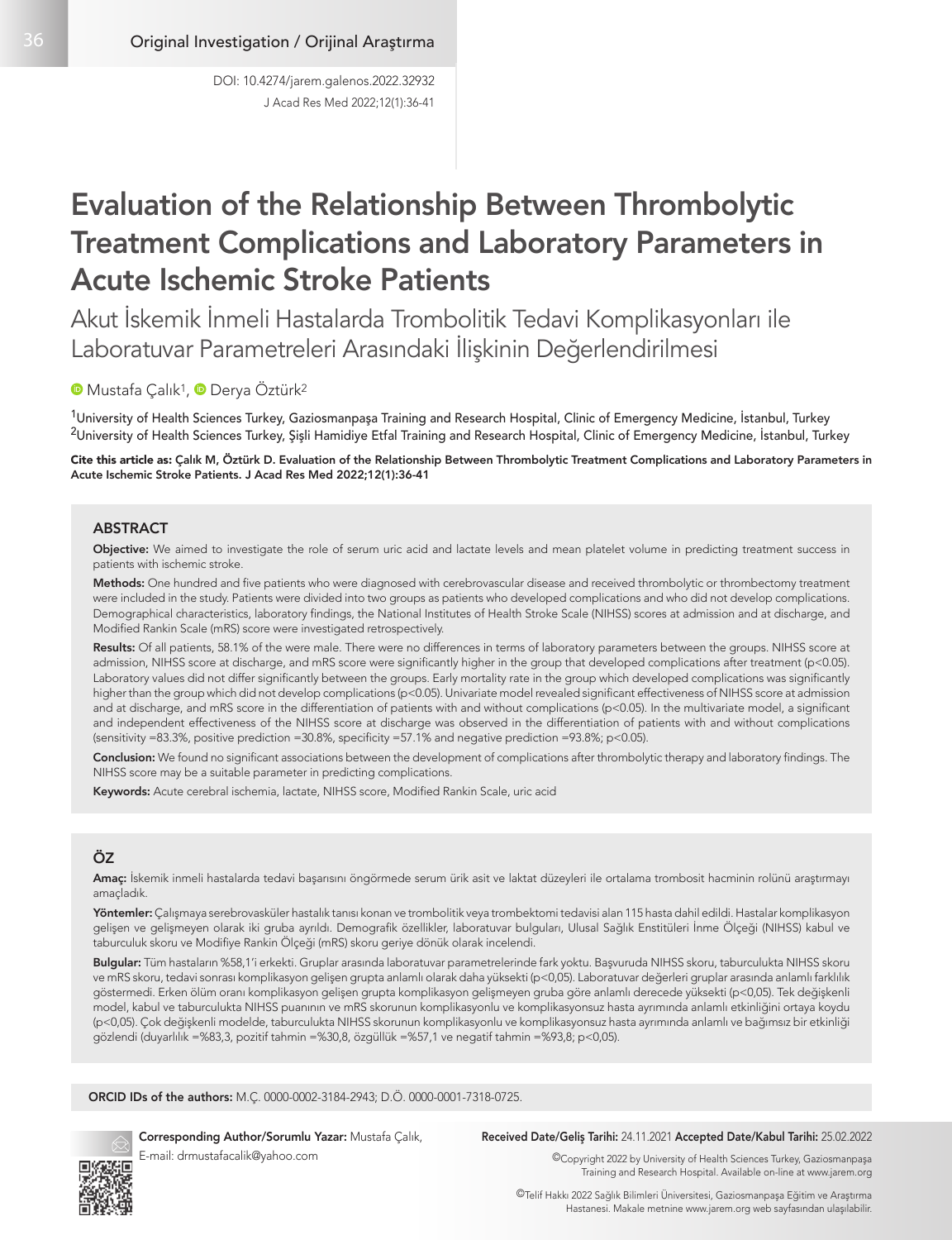Original Investigation / Orijinal Araştırma

DOI: 10.4274/jarem.galenos.2022.32932
J Acad Res Med 2022;12(1):36-41

# Evaluation of the Relationship Between Thrombolytic Treatment Complications and Laboratory Parameters in Acute Ischemic Stroke Patients

## Akut İskemik İnmeli Hastalarda Trombolitik Tedavi Komplikasyonları ile Laboratuvar Parametreleri Arasındaki İlişkinin Değerlendirilmesi

Mustafa Çalık[1], Derya Öztürk[2]

[1]University of Health Sciences Turkey, Gaziosmanpaşa Training and Research Hospital, Clinic of Emergency Medicine, İstanbul, Turkey
[2]University of Health Sciences Turkey, Şişli Hamidiye Etfal Training and Research Hospital, Clinic of Emergency Medicine, İstanbul, Turkey

**Cite this article as: Çalık M, Öztürk D. Evaluation of the Relationship Between Thrombolytic Treatment Complications and Laboratory Parameters in Acute Ischemic Stroke Patients. J Acad Res Med 2022;12(1):36-41**

### ABSTRACT

**Objective:** We aimed to investigate the role of serum uric acid and lactate levels and mean platelet volume in predicting treatment success in patients with ischemic stroke.

**Methods:** One hundred and five patients who were diagnosed with cerebrovascular disease and received thrombolytic or thrombectomy treatment were included in the study. Patients were divided into two groups as patients who developed complications and who did not develop complications. Demographical characteristics, laboratory findings, the National Institutes of Health Stroke Scale (NIHSS) scores at admission and at discharge, and Modified Rankin Scale (mRS) score were investigated retrospectively.

**Results:** Of all patients, 58.1% of the were male. There were no differences in terms of laboratory parameters between the groups. NIHSS score at admission, NIHSS score at discharge, and mRS score were significantly higher in the group that developed complications after treatment ($p<0.05$). Laboratory values did not differ significantly between the groups. Early mortality rate in the group which developed complications was significantly higher than the group which did not develop complications ($p<0.05$). Univariate model revealed significant effectiveness of NIHSS score at admission and at discharge, and mRS score in the differentiation of patients with and without complications ($p<0.05$). In the multivariate model, a significant and independent effectiveness of the NIHSS score at discharge was observed in the differentiation of patients with and without complications (sensitivity =83.3%, positive prediction =30.8%, specificity =57.1% and negative prediction =93.8%; $p<0.05$).

**Conclusion:** We found no significant associations between the development of complications after thrombolytic therapy and laboratory findings. The NIHSS score may be a suitable parameter in predicting complications.

**Keywords:** Acute cerebral ischemia, lactate, NIHSS score, Modified Rankin Scale, uric acid

### ÖZ

**Amaç:** İskemik inmeli hastalarda tedavi başarısını öngörmede serum ürik asit ve laktat düzeyleri ile ortalama trombosit hacminin rolünü araştırmayı amaçladık.

**Yöntemler:** Çalışmaya serebrovasküler hastalık tanısı konan ve trombolitik veya trombektomi tedavisi alan 115 hasta dahil edildi. Hastalar komplikasyon gelişen ve gelişmeyen olarak iki gruba ayrıldı. Demografik özellikler, laboratuvar bulguları, Ulusal Sağlık Enstitüleri İnme Ölçeği (NIHSS) kabul ve taburculuk skoru ve Modifiye Rankin Ölçeği (mRS) skoru geriye dönük olarak incelendi.

**Bulgular:** Tüm hastaların %58,1'i erkekti. Gruplar arasında laboratuvar parametrelerinde fark yoktu. Başvuruda NIHSS skoru, taburculukta NIHSS skoru ve mRS skoru, tedavi sonrası komplikasyon gelişen grupta anlamlı olarak daha yüksekti ($p<0,05$). Laboratuvar değerleri gruplar arasında anlamlı farklılık göstermedi. Erken ölüm oranı komplikasyon gelişen grupta komplikasyon gelişmeyen gruba göre anlamlı derecede yüksekti ($p<0,05$). Tek değişkenli model, kabul ve taburculukta NIHSS puanının ve mRS skorunun komplikasyonlu ve komplikasyonsuz hasta ayrımında anlamlı etkinliğini ortaya koydu ($p<0,05$). Çok değişkenli modelde, taburculukta NIHSS skorunun komplikasyonlu ve komplikasyonsuz hasta ayrımında anlamlı ve bağımsız bir etkinliği gözlendi (duyarlılık =%83,3, pozitif tahmin =%30,8, özgüllük =%57,1 ve negatif tahmin =%93,8; $p<0,05$).

**ORCID IDs of the authors:** M.Ç. 0000-0002-3184-2943; D.Ö. 0000-0001-7318-0725.

**Corresponding Author/Sorumlu Yazar:** Mustafa Çalık,
E-mail: drmustafacalik@yahoo.com

**Received Date/Geliş Tarihi:** 24.11.2021 **Accepted Date/Kabul Tarihi:** 25.02.2022

©Copyright 2022 by University of Health Sciences Turkey, Gaziosmanpaşa Training and Research Hospital. Available on-line at www.jarem.org

©Telif Hakkı 2022 Sağlık Bilimleri Üniversitesi, Gaziosmanpaşa Eğitim ve Araştırma Hastanesi. Makale metnine www.jarem.org web sayfasından ulaşılabilir.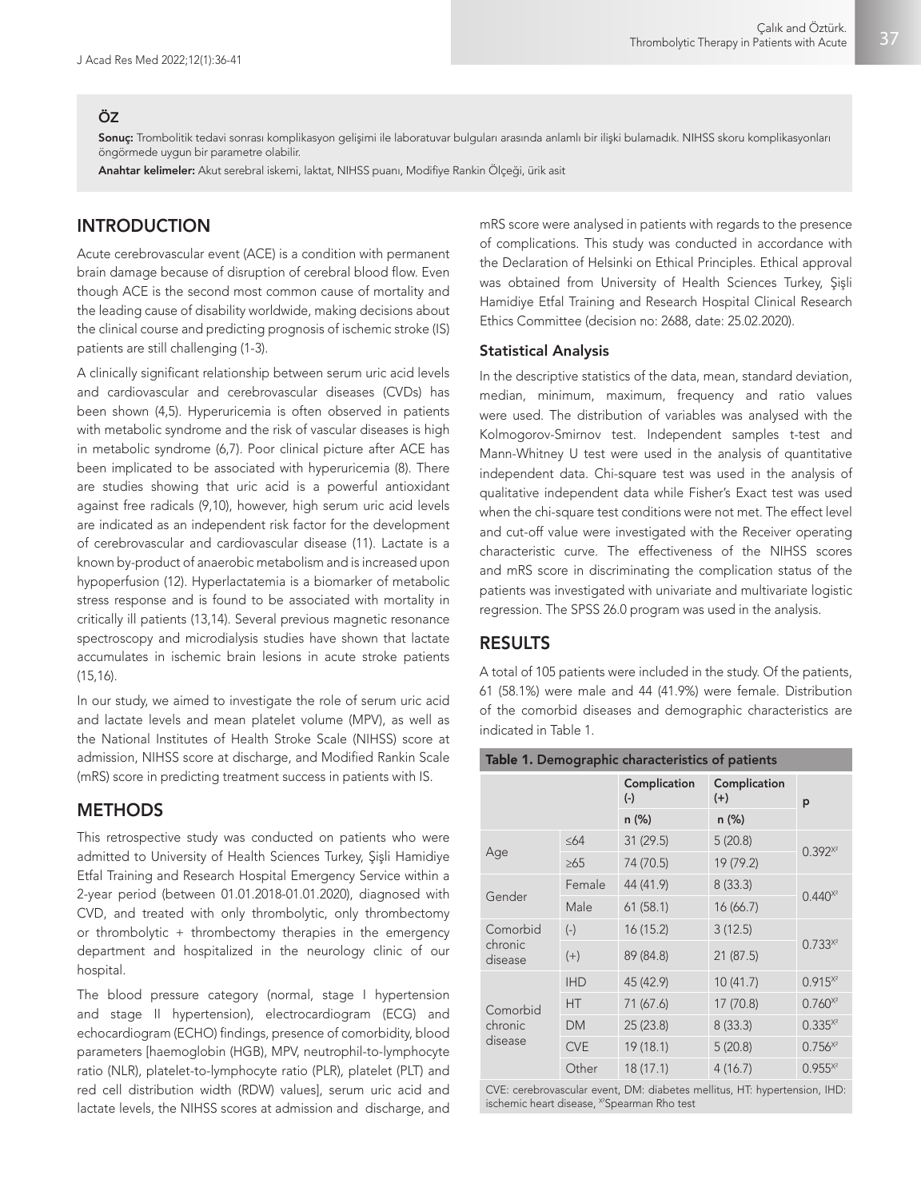## ÖZ

**Sonuç:** Trombolitik tedavi sonrası komplikasyon gelişimi ile laboratuvar bulguları arasında anlamlı bir ilişki bulamadık. NIHSS skoru komplikasyonları öngörmede uygun bir parametre olabilir.

**Anahtar kelimeler:** Akut serebral iskemi, laktat, NIHSS puanı, Modifiye Rankin Ölçeği, ürik asit

## INTRODUCTION

Acute cerebrovascular event (ACE) is a condition with permanent brain damage because of disruption of cerebral blood flow. Even though ACE is the second most common cause of mortality and the leading cause of disability worldwide, making decisions about the clinical course and predicting prognosis of ischemic stroke (IS) patients are still challenging (1-3).

A clinically significant relationship between serum uric acid levels and cardiovascular and cerebrovascular diseases (CVDs) has been shown (4,5). Hyperuricemia is often observed in patients with metabolic syndrome and the risk of vascular diseases is high in metabolic syndrome (6,7). Poor clinical picture after ACE has been implicated to be associated with hyperuricemia (8). There are studies showing that uric acid is a powerful antioxidant against free radicals (9,10), however, high serum uric acid levels are indicated as an independent risk factor for the development of cerebrovascular and cardiovascular disease (11). Lactate is a known by-product of anaerobic metabolism and is increased upon hypoperfusion (12). Hyperlactatemia is a biomarker of metabolic stress response and is found to be associated with mortality in critically ill patients (13,14). Several previous magnetic resonance spectroscopy and microdialysis studies have shown that lactate accumulates in ischemic brain lesions in acute stroke patients (15,16).

In our study, we aimed to investigate the role of serum uric acid and lactate levels and mean platelet volume (MPV), as well as the National Institutes of Health Stroke Scale (NIHSS) score at admission, NIHSS score at discharge, and Modified Rankin Scale (mRS) score in predicting treatment success in patients with IS.

## METHODS

This retrospective study was conducted on patients who were admitted to University of Health Sciences Turkey, Şişli Hamidiye Etfal Training and Research Hospital Emergency Service within a 2-year period (between 01.01.2018-01.01.2020), diagnosed with CVD, and treated with only thrombolytic, only thrombectomy or thrombolytic + thrombectomy therapies in the emergency department and hospitalized in the neurology clinic of our hospital.

The blood pressure category (normal, stage I hypertension and stage II hypertension), electrocardiogram (ECG) and echocardiogram (ECHO) findings, presence of comorbidity, blood parameters [haemoglobin (HGB), MPV, neutrophil-to-lymphocyte ratio (NLR), platelet-to-lymphocyte ratio (PLR), platelet (PLT) and red cell distribution width (RDW) values], serum uric acid and lactate levels, the NIHSS scores at admission and discharge, and mRS score were analysed in patients with regards to the presence of complications. This study was conducted in accordance with the Declaration of Helsinki on Ethical Principles. Ethical approval was obtained from University of Health Sciences Turkey, Şişli Hamidiye Etfal Training and Research Hospital Clinical Research Ethics Committee (decision no: 2688, date: 25.02.2020).

### Statistical Analysis

In the descriptive statistics of the data, mean, standard deviation, median, minimum, maximum, frequency and ratio values were used. The distribution of variables was analysed with the Kolmogorov-Smirnov test. Independent samples t-test and Mann-Whitney U test were used in the analysis of quantitative independent data. Chi-square test was used in the analysis of qualitative independent data while Fisher's Exact test was used when the chi-square test conditions were not met. The effect level and cut-off value were investigated with the Receiver operating characteristic curve. The effectiveness of the NIHSS scores and mRS score in discriminating the complication status of the patients was investigated with univariate and multivariate logistic regression. The SPSS 26.0 program was used in the analysis.

## RESULTS

A total of 105 patients were included in the study. Of the patients, 61 (58.1%) were male and 44 (41.9%) were female. Distribution of the comorbid diseases and demographic characteristics are indicated in Table 1.

**Table 1.** Demographic characteristics of patients

| | | Complication (-) | Complication (+) | p |
|---|---|---|---|---|
| | | n (%) | n (%) | |
| Age | ≤64 | 31 (29.5) | 5 (20.8) | $0.392^{X^2}$ |
| | ≥65 | 74 (70.5) | 19 (79.2) | |
| Gender | Female | 44 (41.9) | 8 (33.3) | $0.440^{X^2}$ |
| | Male | 61 (58.1) | 16 (66.7) | |
| Comorbid chronic disease | (-) | 16 (15.2) | 3 (12.5) | $0.733^{X^2}$ |
| | (+) | 89 (84.8) | 21 (87.5) | |
| Comorbid chronic disease | IHD | 45 (42.9) | 10 (41.7) | $0.915^{X^2}$ |
| | HT | 71 (67.6) | 17 (70.8) | $0.760^{X^2}$ |
| | DM | 25 (23.8) | 8 (33.3) | $0.335^{X^2}$ |
| | CVE | 19 (18.1) | 5 (20.8) | $0.756^{X^2}$ |
| | Other | 18 (17.1) | 4 (16.7) | $0.955^{X^2}$ |

CVE: cerebrovascular event, DM: diabetes mellitus, HT: hypertension, IHD: ischemic heart disease, $^{X^2}$Spearman Rho test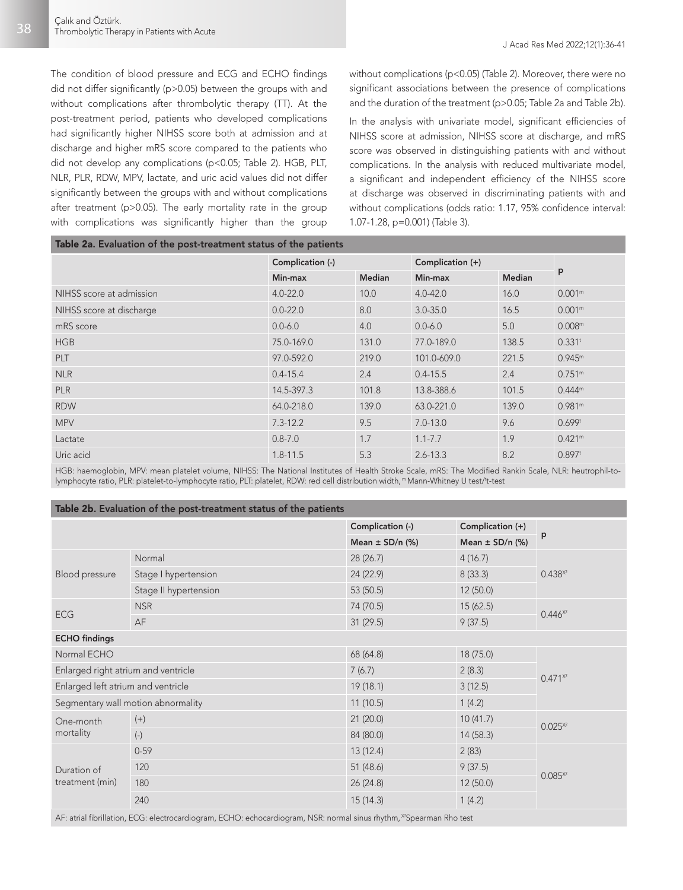The condition of blood pressure and ECG and ECHO findings did not differ significantly (p>0.05) between the groups with and without complications after thrombolytic therapy (TT). At the post-treatment period, patients who developed complications had significantly higher NIHSS score both at admission and at discharge and higher mRS score compared to the patients who did not develop any complications (p<0.05; Table 2). HGB, PLT, NLR, PLR, RDW, MPV, lactate, and uric acid values did not differ significantly between the groups with and without complications after treatment (p>0.05). The early mortality rate in the group with complications was significantly higher than the group without complications (p<0.05) (Table 2). Moreover, there were no significant associations between the presence of complications and the duration of the treatment (p>0.05; Table 2a and Table 2b).

In the analysis with univariate model, significant efficiencies of NIHSS score at admission, NIHSS score at discharge, and mRS score was observed in distinguishing patients with and without complications. In the analysis with reduced multivariate model, a significant and independent efficiency of the NIHSS score at discharge was observed in discriminating patients with and without complications (odds ratio: 1.17, 95% confidence interval: 1.07-1.28, p=0.001) (Table 3).

**Table 2a.** Evaluation of the post-treatment status of the patients

| | Complication (-) | | Complication (+) | | p |
|---|---|---|---|---|---|
| | Min-max | Median | Min-max | Median | |
| NIHSS score at admission | 4.0-22.0 | 10.0 | 4.0-42.0 | 16.0 | 0.001[m] |
| NIHSS score at discharge | 0.0-22.0 | 8.0 | 3.0-35.0 | 16.5 | 0.001[m] |
| mRS score | 0.0-6.0 | 4.0 | 0.0-6.0 | 5.0 | 0.008[m] |
| HGB | 75.0-169.0 | 131.0 | 77.0-189.0 | 138.5 | 0.331[t] |
| PLT | 97.0-592.0 | 219.0 | 101.0-609.0 | 221.5 | 0.945[m] |
| NLR | 0.4-15.4 | 2.4 | 0.4-15.5 | 2.4 | 0.751[m] |
| PLR | 14.5-397.3 | 101.8 | 13.8-388.6 | 101.5 | 0.444[m] |
| RDW | 64.0-218.0 | 139.0 | 63.0-221.0 | 139.0 | 0.981[m] |
| MPV | 7.3-12.2 | 9.5 | 7.0-13.0 | 9.6 | 0.699[t] |
| Lactate | 0.8-7.0 | 1.7 | 1.1-7.7 | 1.9 | 0.421[m] |
| Uric acid | 1.8-11.5 | 5.3 | 2.6-13.3 | 8.2 | 0.897[t] |

HGB: haemoglobin, MPV: mean platelet volume, NIHSS: The National Institutes of Health Stroke Scale, mRS: The Modified Rankin Scale, NLR: heutrophil-to-lymphocyte ratio, PLR: platelet-to-lymphocyte ratio, PLT: platelet, RDW: red cell distribution width, [m]Mann-Whitney U test/[t]t-test

**Table 2b.** Evaluation of the post-treatment status of the patients

| | | Complication (-) | Complication (+) | p |
|---|---|---|---|---|
| | | Mean ± SD/n (%) | Mean ± SD/n (%) | |
| Blood pressure | Normal | 28 (26.7) | 4 (16.7) | 0.438[X²] |
| | Stage I hypertension | 24 (22.9) | 8 (33.3) | |
| | Stage II hypertension | 53 (50.5) | 12 (50.0) | |
| ECG | NSR | 74 (70.5) | 15 (62.5) | 0.446[X²] |
| | AF | 31 (29.5) | 9 (37.5) | |
| **ECHO findings** | | | | |
| Normal ECHO | | 68 (64.8) | 18 (75.0) | 0.471[X²] |
| Enlarged right atrium and ventricle | | 7 (6.7) | 2 (8.3) | |
| Enlarged left atrium and ventricle | | 19 (18.1) | 3 (12.5) | |
| Segmentary wall motion abnormality | | 11 (10.5) | 1 (4.2) | |
| One-month mortality | (+) | 21 (20.0) | 10 (41.7) | 0.025[X²] |
| | (-) | 84 (80.0) | 14 (58.3) | |
| Duration of treatment (min) | 0-59 | 13 (12.4) | 2 (83) | 0.085[X²] |
| | 120 | 51 (48.6) | 9 (37.5) | |
| | 180 | 26 (24.8) | 12 (50.0) | |
| | 240 | 15 (14.3) | 1 (4.2) | |

AF: atrial fibrillation, ECG: electrocardiogram, ECHO: echocardiogram, NSR: normal sinus rhythm, [X²]Spearman Rho test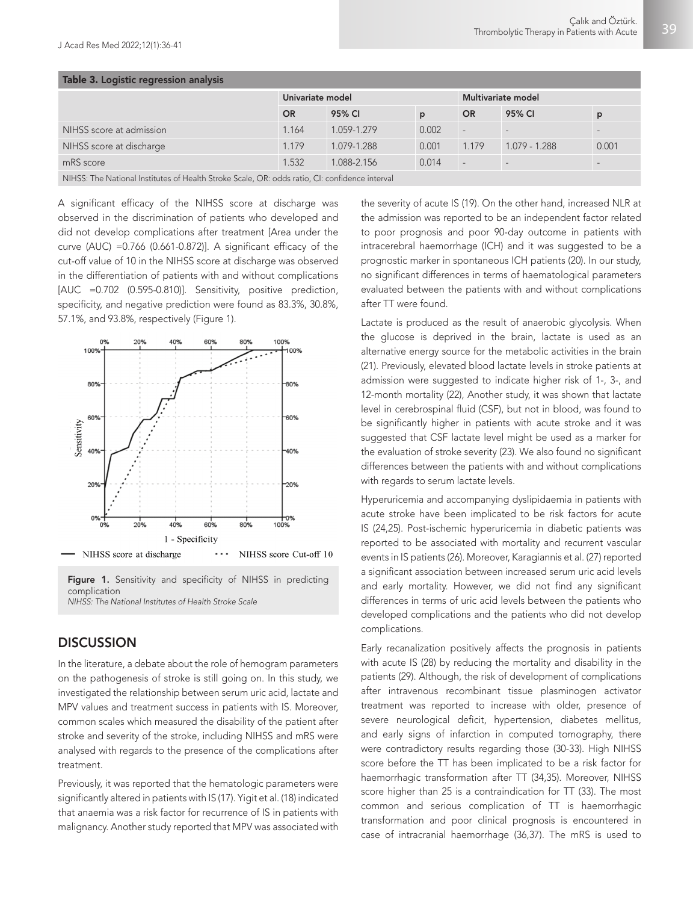**Table 3.** Logistic regression analysis

| | Univariate model | | | Multivariate model | | |
|---|---|---|---|---|---|---|
| | OR | 95% CI | p | OR | 95% CI | p |
| NIHSS score at admission | 1.164 | 1.059-1.279 | 0.002 | - | - | - |
| NIHSS score at discharge | 1.179 | 1.079-1.288 | 0.001 | 1.179 | 1.079 - 1.288 | 0.001 |
| mRS score | 1.532 | 1.088-2.156 | 0.014 | - | - | - |

NIHSS: The National Institutes of Health Stroke Scale, OR: odds ratio, CI: confidence interval

A significant efficacy of the NIHSS score at discharge was observed in the discrimination of patients who developed and did not develop complications after treatment [Area under the curve (AUC) =0.766 (0.661-0.872)]. A significant efficacy of the cut-off value of 10 in the NIHSS score at discharge was observed in the differentiation of patients with and without complications [AUC =0.702 (0.595-0.810)]. Sensitivity, positive prediction, specificity, and negative prediction were found as 83.3%, 30.8%, 57.1%, and 93.8%, respectively (Figure 1).

**Figure 1.** Sensitivity and specificity of NIHSS in predicting complication
*NIHSS: The National Institutes of Health Stroke Scale*

## DISCUSSION

In the literature, a debate about the role of hemogram parameters on the pathogenesis of stroke is still going on. In this study, we investigated the relationship between serum uric acid, lactate and MPV values and treatment success in patients with IS. Moreover, common scales which measured the disability of the patient after stroke and severity of the stroke, including NIHSS and mRS were analysed with regards to the presence of the complications after treatment.

Previously, it was reported that the hematologic parameters were significantly altered in patients with IS (17). Yigit et al. (18) indicated that anaemia was a risk factor for recurrence of IS in patients with malignancy. Another study reported that MPV was associated with the severity of acute IS (19). On the other hand, increased NLR at the admission was reported to be an independent factor related to poor prognosis and poor 90-day outcome in patients with intracerebral haemorrhage (ICH) and it was suggested to be a prognostic marker in spontaneous ICH patients (20). In our study, no significant differences in terms of haematological parameters evaluated between the patients with and without complications after TT were found.

Lactate is produced as the result of anaerobic glycolysis. When the glucose is deprived in the brain, lactate is used as an alternative energy source for the metabolic activities in the brain (21). Previously, elevated blood lactate levels in stroke patients at admission were suggested to indicate higher risk of 1-, 3-, and 12-month mortality (22), Another study, it was shown that lactate level in cerebrospinal fluid (CSF), but not in blood, was found to be significantly higher in patients with acute stroke and it was suggested that CSF lactate level might be used as a marker for the evaluation of stroke severity (23). We also found no significant differences between the patients with and without complications with regards to serum lactate levels.

Hyperuricemia and accompanying dyslipidaemia in patients with acute stroke have been implicated to be risk factors for acute IS (24,25). Post-ischemic hyperuricemia in diabetic patients was reported to be associated with mortality and recurrent vascular events in IS patients (26). Moreover, Karagiannis et al. (27) reported a significant association between increased serum uric acid levels and early mortality. However, we did not find any significant differences in terms of uric acid levels between the patients who developed complications and the patients who did not develop complications.

Early recanalization positively affects the prognosis in patients with acute IS (28) by reducing the mortality and disability in the patients (29). Although, the risk of development of complications after intravenous recombinant tissue plasminogen activator treatment was reported to increase with older, presence of severe neurological deficit, hypertension, diabetes mellitus, and early signs of infarction in computed tomography, there were contradictory results regarding those (30-33). High NIHSS score before the TT has been implicated to be a risk factor for haemorrhagic transformation after TT (34,35). Moreover, NIHSS score higher than 25 is a contraindication for TT (33). The most common and serious complication of TT is haemorrhagic transformation and poor clinical prognosis is encountered in case of intracranial haemorrhage (36,37). The mRS is used to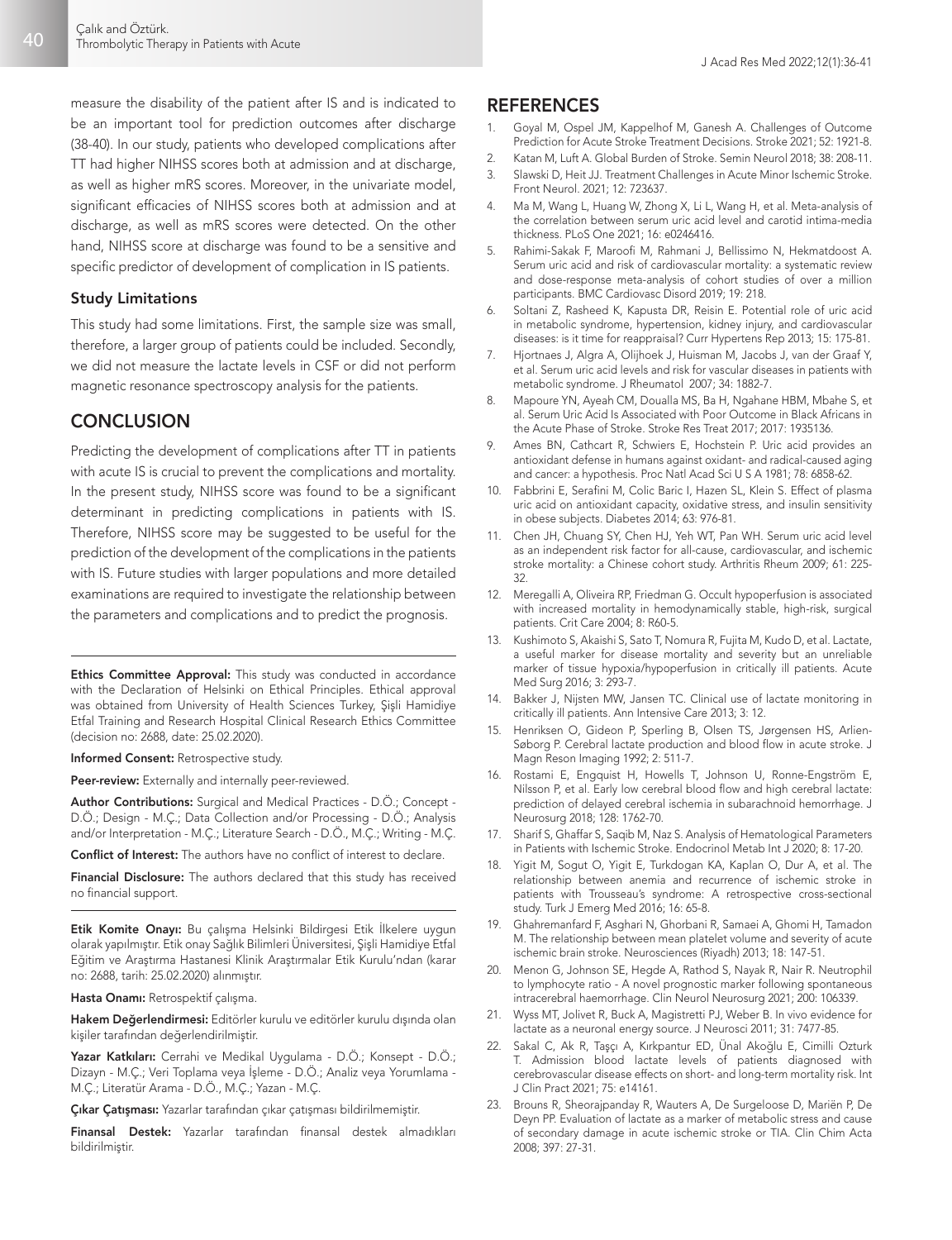measure the disability of the patient after IS and is indicated to be an important tool for prediction outcomes after discharge (38-40). In our study, patients who developed complications after TT had higher NIHSS scores both at admission and at discharge, as well as higher mRS scores. Moreover, in the univariate model, significant efficacies of NIHSS scores both at admission and at discharge, as well as mRS scores were detected. On the other hand, NIHSS score at discharge was found to be a sensitive and specific predictor of development of complication in IS patients.

### Study Limitations

This study had some limitations. First, the sample size was small, therefore, a larger group of patients could be included. Secondly, we did not measure the lactate levels in CSF or did not perform magnetic resonance spectroscopy analysis for the patients.

## CONCLUSION

Predicting the development of complications after TT in patients with acute IS is crucial to prevent the complications and mortality. In the present study, NIHSS score was found to be a significant determinant in predicting complications in patients with IS. Therefore, NIHSS score may be suggested to be useful for the prediction of the development of the complications in the patients with IS. Future studies with larger populations and more detailed examinations are required to investigate the relationship between the parameters and complications and to predict the prognosis.

**Ethics Committee Approval:** This study was conducted in accordance with the Declaration of Helsinki on Ethical Principles. Ethical approval was obtained from University of Health Sciences Turkey, Şişli Hamidiye Etfal Training and Research Hospital Clinical Research Ethics Committee (decision no: 2688, date: 25.02.2020).

**Informed Consent:** Retrospective study.

**Peer-review:** Externally and internally peer-reviewed.

**Author Contributions:** Surgical and Medical Practices - D.Ö.; Concept - D.Ö.; Design - M.Ç.; Data Collection and/or Processing - D.Ö.; Analysis and/or Interpretation - M.Ç.; Literature Search - D.Ö., M.Ç.; Writing - M.Ç.

**Conflict of Interest:** The authors have no conflict of interest to declare.

**Financial Disclosure:** The authors declared that this study has received no financial support.

**Etik Komite Onayı:** Bu çalışma Helsinki Bildirgesi Etik İlkelere uygun olarak yapılmıştır. Etik onay Sağlık Bilimleri Üniversitesi, Şişli Hamidiye Etfal Eğitim ve Araştırma Hastanesi Klinik Araştırmalar Etik Kurulu'ndan (karar no: 2688, tarih: 25.02.2020) alınmıştır.

**Hasta Onamı:** Retrospektif çalışma.

**Hakem Değerlendirmesi:** Editörler kurulu ve editörler kurulu dışında olan kişiler tarafından değerlendirilmiştir.

**Yazar Katkıları:** Cerrahi ve Medikal Uygulama - D.Ö.; Konsept - D.Ö.; Dizayn - M.Ç.; Veri Toplama veya İşleme - D.Ö.; Analiz veya Yorumlama - M.Ç.; Literatür Arama - D.Ö., M.Ç.; Yazan - M.Ç.

**Çıkar Çatışması:** Yazarlar tarafından çıkar çatışması bildirilmemiştir.

**Finansal Destek:** Yazarlar tarafından finansal destek almadıkları bildirilmiştir.

## REFERENCES

1. Goyal M, Ospel JM, Kappelhof M, Ganesh A. Challenges of Outcome Prediction for Acute Stroke Treatment Decisions. Stroke 2021; 52: 1921-8.
2. Katan M, Luft A. Global Burden of Stroke. Semin Neurol 2018; 38: 208-11.
3. Slawski D, Heit JJ. Treatment Challenges in Acute Minor Ischemic Stroke. Front Neurol. 2021; 12: 723637.
4. Ma M, Wang L, Huang W, Zhong X, Li L, Wang H, et al. Meta-analysis of the correlation between serum uric acid level and carotid intima-media thickness. PLoS One 2021; 16: e0246416.
5. Rahimi-Sakak F, Maroofi M, Rahmani J, Bellissimo N, Hekmatdoost A. Serum uric acid and risk of cardiovascular mortality: a systematic review and dose-response meta-analysis of cohort studies of over a million participants. BMC Cardiovasc Disord 2019; 19: 218.
6. Soltani Z, Rasheed K, Kapusta DR, Reisin E. Potential role of uric acid in metabolic syndrome, hypertension, kidney injury, and cardiovascular diseases: is it time for reappraisal? Curr Hypertens Rep 2013; 15: 175-81.
7. Hjortnaes J, Algra A, Olijhoek J, Huisman M, Jacobs J, van der Graaf Y, et al. Serum uric acid levels and risk for vascular diseases in patients with metabolic syndrome. J Rheumatol 2007; 34: 1882-7.
8. Mapoure YN, Ayeah CM, Doualla MS, Ba H, Ngahane HBM, Mbahe S, et al. Serum Uric Acid Is Associated with Poor Outcome in Black Africans in the Acute Phase of Stroke. Stroke Res Treat 2017; 2017: 1935136.
9. Ames BN, Cathcart R, Schwiers E, Hochstein P. Uric acid provides an antioxidant defense in humans against oxidant- and radical-caused aging and cancer: a hypothesis. Proc Natl Acad Sci U S A 1981; 78: 6858-62.
10. Fabbrini E, Serafini M, Colic Baric I, Hazen SL, Klein S. Effect of plasma uric acid on antioxidant capacity, oxidative stress, and insulin sensitivity in obese subjects. Diabetes 2014; 63: 976-81.
11. Chen JH, Chuang SY, Chen HJ, Yeh WT, Pan WH. Serum uric acid level as an independent risk factor for all-cause, cardiovascular, and ischemic stroke mortality: a Chinese cohort study. Arthritis Rheum 2009; 61: 225-32.
12. Meregalli A, Oliveira RP, Friedman G. Occult hypoperfusion is associated with increased mortality in hemodynamically stable, high-risk, surgical patients. Crit Care 2004; 8: R60-5.
13. Kushimoto S, Akaishi S, Sato T, Nomura R, Fujita M, Kudo D, et al. Lactate, a useful marker for disease mortality and severity but an unreliable marker of tissue hypoxia/hypoperfusion in critically ill patients. Acute Med Surg 2016; 3: 293-7.
14. Bakker J, Nijsten MW, Jansen TC. Clinical use of lactate monitoring in critically ill patients. Ann Intensive Care 2013; 3: 12.
15. Henriksen O, Gideon P, Sperling B, Olsen TS, Jørgensen HS, Arlien-Søborg P. Cerebral lactate production and blood flow in acute stroke. J Magn Reson Imaging 1992; 2: 511-7.
16. Rostami E, Engquist H, Howells T, Johnson U, Ronne-Engström E, Nilsson P, et al. Early low cerebral blood flow and high cerebral lactate: prediction of delayed cerebral ischemia in subarachnoid hemorrhage. J Neurosurg 2018; 128: 1762-70.
17. Sharif S, Ghaffar S, Saqib M, Naz S. Analysis of Hematological Parameters in Patients with Ischemic Stroke. Endocrinol Metab Int J 2020; 8: 17-20.
18. Yigit M, Sogut O, Yigit E, Turkdogan KA, Kaplan O, Dur A, et al. The relationship between anemia and recurrence of ischemic stroke in patients with Trousseau's syndrome: A retrospective cross-sectional study. Turk J Emerg Med 2016; 16: 65-8.
19. Ghahremanfard F, Asghari N, Ghorbani R, Samaei A, Ghomi H, Tamadon M. The relationship between mean platelet volume and severity of acute ischemic brain stroke. Neurosciences (Riyadh) 2013; 18: 147-51.
20. Menon G, Johnson SE, Hegde A, Rathod S, Nayak R, Nair R. Neutrophil to lymphocyte ratio - A novel prognostic marker following spontaneous intracerebral haemorrhage. Clin Neurol Neurosurg 2021; 200: 106339.
21. Wyss MT, Jolivet R, Buck A, Magistretti PJ, Weber B. In vivo evidence for lactate as a neuronal energy source. J Neurosci 2011; 31: 7477-85.
22. Sakal C, Ak R, Taşçı A, Kırkpantur ED, Ünal Akoğlu E, Cimilli Ozturk T. Admission blood lactate levels of patients diagnosed with cerebrovascular disease effects on short- and long-term mortality risk. Int J Clin Pract 2021; 75: e14161.
23. Brouns R, Sheorajpanday R, Wauters A, De Surgeloose D, Mariën P, De Deyn PP. Evaluation of lactate as a marker of metabolic stress and cause of secondary damage in acute ischemic stroke or TIA. Clin Chim Acta 2008; 397: 27-31.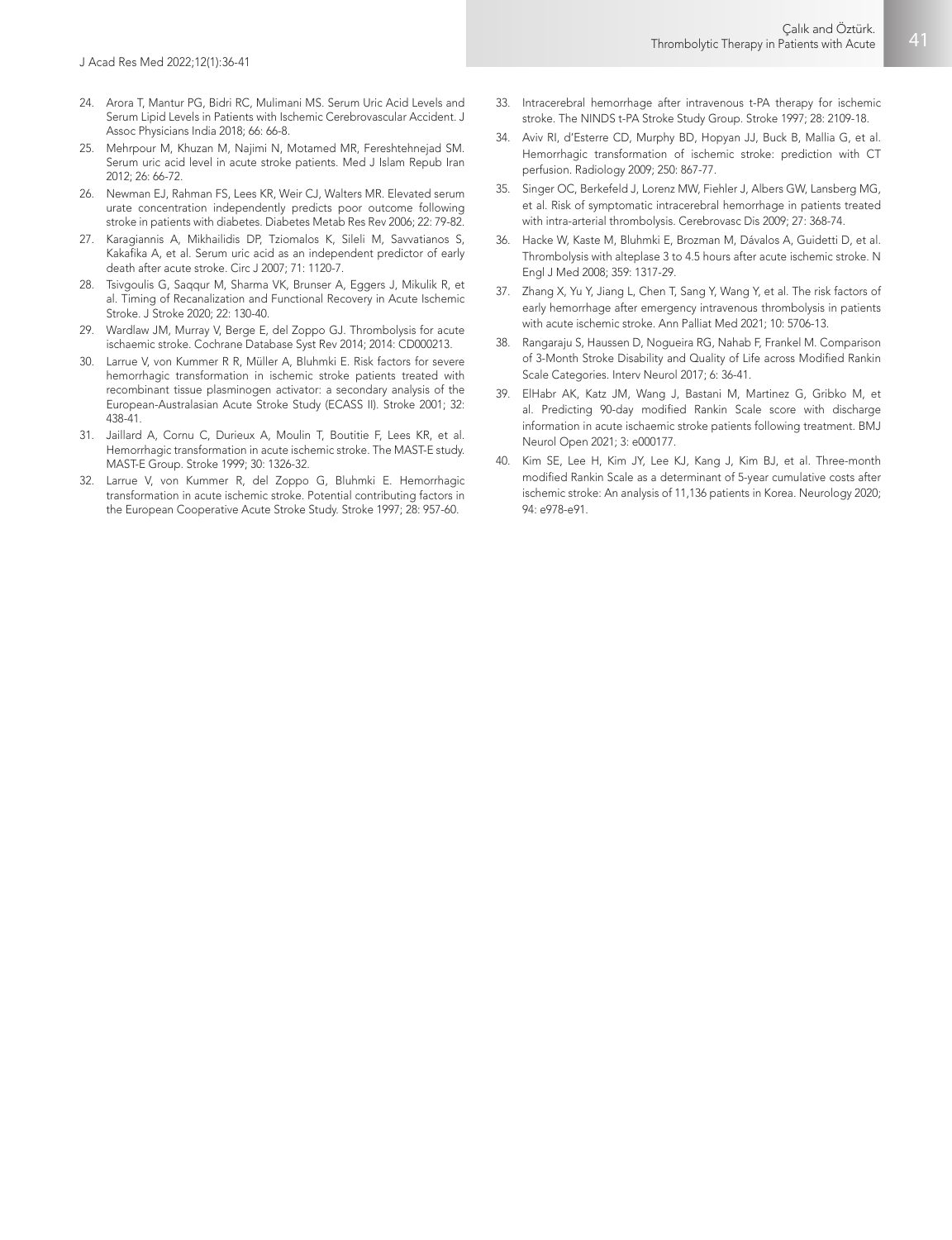24. Arora T, Mantur PG, Bidri RC, Mulimani MS. Serum Uric Acid Levels and Serum Lipid Levels in Patients with Ischemic Cerebrovascular Accident. J Assoc Physicians India 2018; 66: 66-8.
25. Mehrpour M, Khuzan M, Najimi N, Motamed MR, Fereshtehnejad SM. Serum uric acid level in acute stroke patients. Med J Islam Repub Iran 2012; 26: 66-72.
26. Newman EJ, Rahman FS, Lees KR, Weir CJ, Walters MR. Elevated serum urate concentration independently predicts poor outcome following stroke in patients with diabetes. Diabetes Metab Res Rev 2006; 22: 79-82.
27. Karagiannis A, Mikhailidis DP, Tziomalos K, Sileli M, Savvatianos S, Kakafika A, et al. Serum uric acid as an independent predictor of early death after acute stroke. Circ J 2007; 71: 1120-7.
28. Tsivgoulis G, Saqqur M, Sharma VK, Brunser A, Eggers J, Mikulik R, et al. Timing of Recanalization and Functional Recovery in Acute Ischemic Stroke. J Stroke 2020; 22: 130-40.
29. Wardlaw JM, Murray V, Berge E, del Zoppo GJ. Thrombolysis for acute ischaemic stroke. Cochrane Database Syst Rev 2014; 2014: CD000213.
30. Larrue V, von Kummer R R, Müller A, Bluhmki E. Risk factors for severe hemorrhagic transformation in ischemic stroke patients treated with recombinant tissue plasminogen activator: a secondary analysis of the European-Australasian Acute Stroke Study (ECASS II). Stroke 2001; 32: 438-41.
31. Jaillard A, Cornu C, Durieux A, Moulin T, Boutitie F, Lees KR, et al. Hemorrhagic transformation in acute ischemic stroke. The MAST-E study. MAST-E Group. Stroke 1999; 30: 1326-32.
32. Larrue V, von Kummer R, del Zoppo G, Bluhmki E. Hemorrhagic transformation in acute ischemic stroke. Potential contributing factors in the European Cooperative Acute Stroke Study. Stroke 1997; 28: 957-60.
33. Intracerebral hemorrhage after intravenous t-PA therapy for ischemic stroke. The NINDS t-PA Stroke Study Group. Stroke 1997; 28: 2109-18.
34. Aviv RI, d'Esterre CD, Murphy BD, Hopyan JJ, Buck B, Mallia G, et al. Hemorrhagic transformation of ischemic stroke: prediction with CT perfusion. Radiology 2009; 250: 867-77.
35. Singer OC, Berkefeld J, Lorenz MW, Fiehler J, Albers GW, Lansberg MG, et al. Risk of symptomatic intracerebral hemorrhage in patients treated with intra-arterial thrombolysis. Cerebrovasc Dis 2009; 27: 368-74.
36. Hacke W, Kaste M, Bluhmki E, Brozman M, Dávalos A, Guidetti D, et al. Thrombolysis with alteplase 3 to 4.5 hours after acute ischemic stroke. N Engl J Med 2008; 359: 1317-29.
37. Zhang X, Yu Y, Jiang L, Chen T, Sang Y, Wang Y, et al. The risk factors of early hemorrhage after emergency intravenous thrombolysis in patients with acute ischemic stroke. Ann Palliat Med 2021; 10: 5706-13.
38. Rangaraju S, Haussen D, Nogueira RG, Nahab F, Frankel M. Comparison of 3-Month Stroke Disability and Quality of Life across Modified Rankin Scale Categories. Interv Neurol 2017; 6: 36-41.
39. ElHabr AK, Katz JM, Wang J, Bastani M, Martinez G, Gribko M, et al. Predicting 90-day modified Rankin Scale score with discharge information in acute ischaemic stroke patients following treatment. BMJ Neurol Open 2021; 3: e000177.
40. Kim SE, Lee H, Kim JY, Lee KJ, Kang J, Kim BJ, et al. Three-month modified Rankin Scale as a determinant of 5-year cumulative costs after ischemic stroke: An analysis of 11,136 patients in Korea. Neurology 2020; 94: e978-e91.